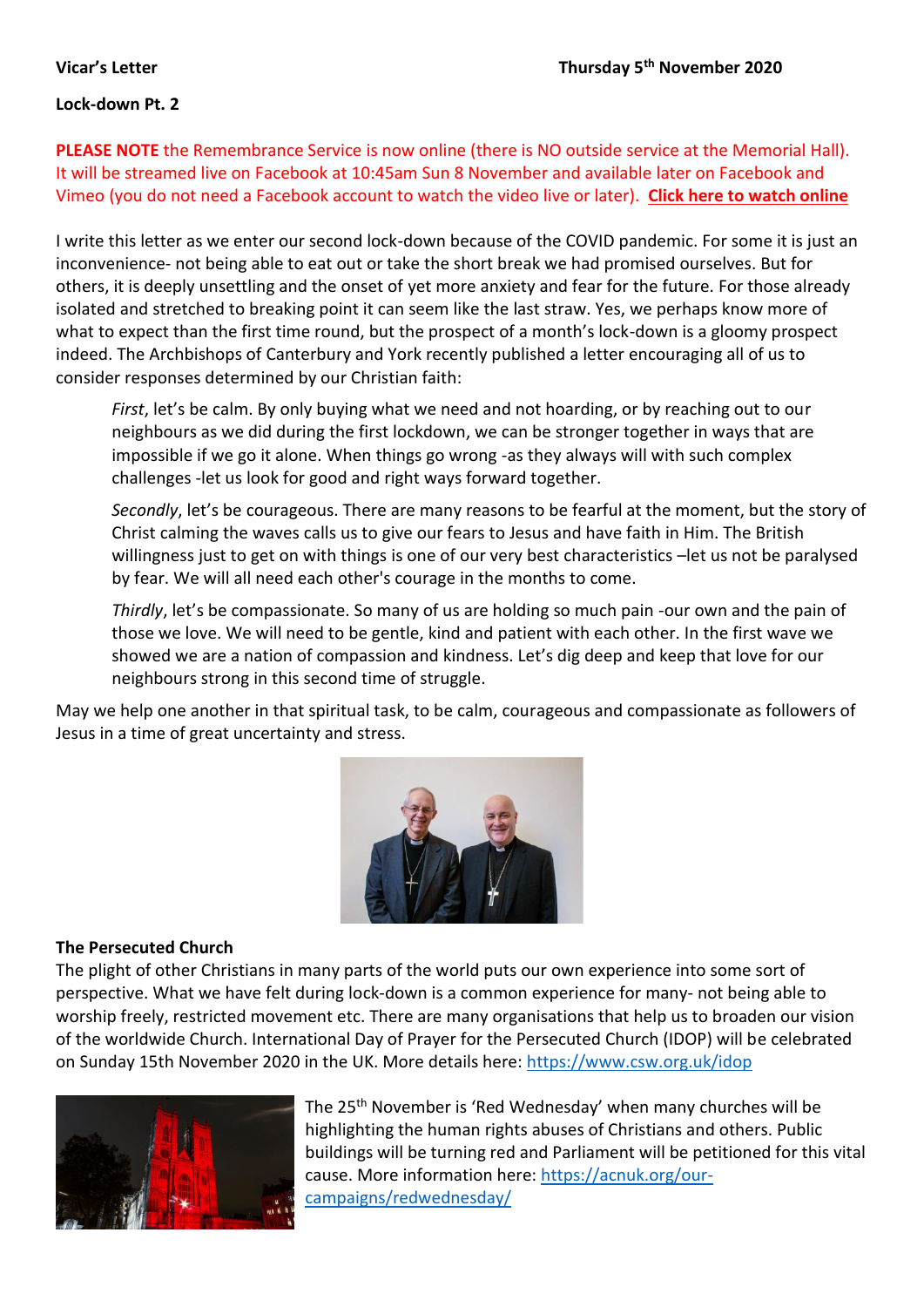**Vicar's Letter** **Thursday 5th November 2020**

**Lock-down Pt. 2**

**PLEASE NOTE** the Remembrance Service is now online (there is NO outside service at the Memorial Hall). It will be streamed live on Facebook at 10:45am Sun 8 November and available later on Facebook and Vimeo (you do not need a Facebook account to watch the video live or later). **Click here to watch online**

I write this letter as we enter our second lock-down because of the COVID pandemic. For some it is just an inconvenience- not being able to eat out or take the short break we had promised ourselves. But for others, it is deeply unsettling and the onset of yet more anxiety and fear for the future. For those already isolated and stretched to breaking point it can seem like the last straw. Yes, we perhaps know more of what to expect than the first time round, but the prospect of a month's lock-down is a gloomy prospect indeed. The Archbishops of Canterbury and York recently published a letter encouraging all of us to consider responses determined by our Christian faith:

> *First*, let's be calm. By only buying what we need and not hoarding, or by reaching out to our neighbours as we did during the first lockdown, we can be stronger together in ways that are impossible if we go it alone. When things go wrong -as they always will with such complex challenges -let us look for good and right ways forward together.
>
> *Secondly*, let's be courageous. There are many reasons to be fearful at the moment, but the story of Christ calming the waves calls us to give our fears to Jesus and have faith in Him. The British willingness just to get on with things is one of our very best characteristics –let us not be paralysed by fear. We will all need each other's courage in the months to come.
>
> *Thirdly*, let's be compassionate. So many of us are holding so much pain -our own and the pain of those we love. We will need to be gentle, kind and patient with each other. In the first wave we showed we are a nation of compassion and kindness. Let's dig deep and keep that love for our neighbours strong in this second time of struggle.

May we help one another in that spiritual task, to be calm, courageous and compassionate as followers of Jesus in a time of great uncertainty and stress.

**The Persecuted Church**

The plight of other Christians in many parts of the world puts our own experience into some sort of perspective. What we have felt during lock-down is a common experience for many- not being able to worship freely, restricted movement etc. There are many organisations that help us to broaden our vision of the worldwide Church. International Day of Prayer for the Persecuted Church (IDOP) will be celebrated on Sunday 15th November 2020 in the UK. More details here: https://www.csw.org.uk/idop

The 25th November is 'Red Wednesday' when many churches will be highlighting the human rights abuses of Christians and others. Public buildings will be turning red and Parliament will be petitioned for this vital cause. More information here: https://acnuk.org/our-campaigns/redwednesday/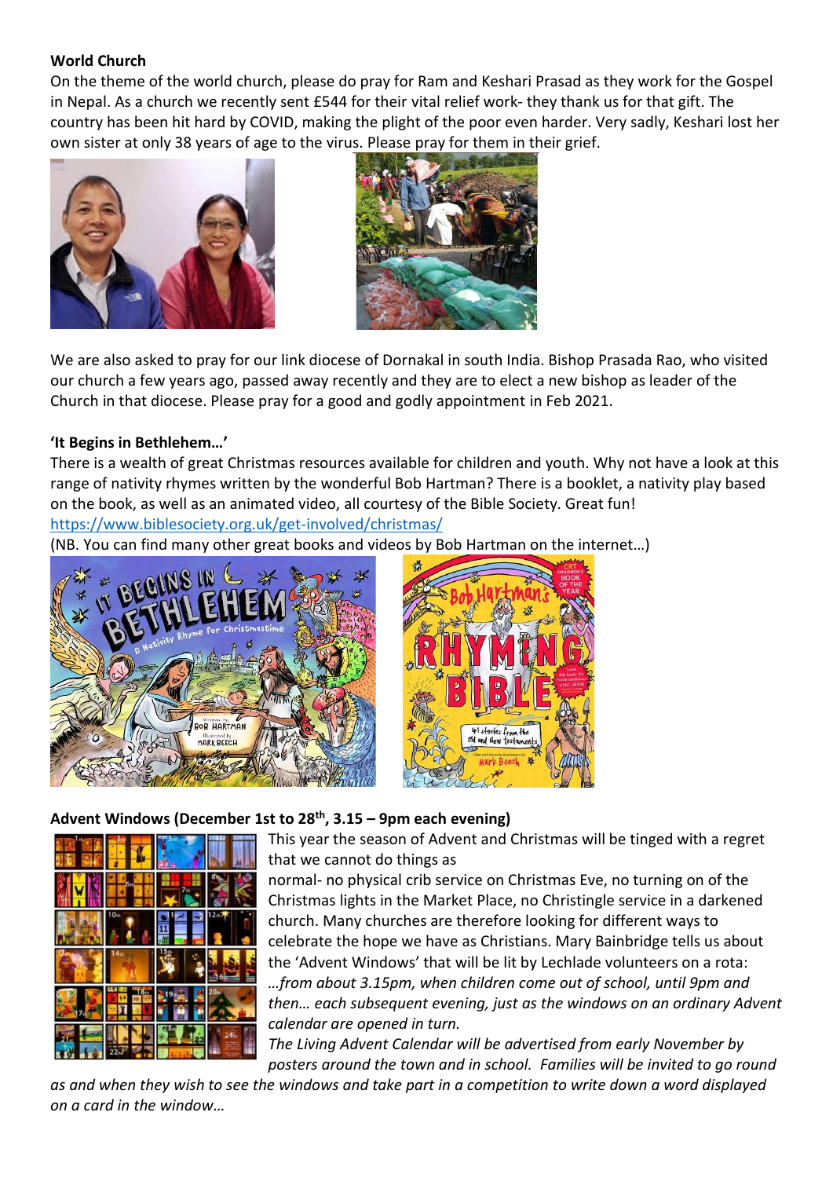**World Church**

On the theme of the world church, please do pray for Ram and Keshari Prasad as they work for the Gospel in Nepal. As a church we recently sent £544 for their vital relief work- they thank us for that gift. The country has been hit hard by COVID, making the plight of the poor even harder. Very sadly, Keshari lost her own sister at only 38 years of age to the virus. Please pray for them in their grief.

We are also asked to pray for our link diocese of Dornakal in south India. Bishop Prasada Rao, who visited our church a few years ago, passed away recently and they are to elect a new bishop as leader of the Church in that diocese. Please pray for a good and godly appointment in Feb 2021.

**'It Begins in Bethlehem…'**

There is a wealth of great Christmas resources available for children and youth. Why not have a look at this range of nativity rhymes written by the wonderful Bob Hartman? There is a booklet, a nativity play based on the book, as well as an animated video, all courtesy of the Bible Society. Great fun!
https://www.biblesociety.org.uk/get-involved/christmas/
(NB. You can find many other great books and videos by Bob Hartman on the internet…)

**Advent Windows (December 1st to 28th, 3.15 – 9pm each evening)**

This year the season of Advent and Christmas will be tinged with a regret that we cannot do things as normal- no physical crib service on Christmas Eve, no turning on of the Christmas lights in the Market Place, no Christingle service in a darkened church. Many churches are therefore looking for different ways to celebrate the hope we have as Christians. Mary Bainbridge tells us about the 'Advent Windows' that will be lit by Lechlade volunteers on a rota: *…from about 3.15pm, when children come out of school, until 9pm and then… each subsequent evening, just as the windows on an ordinary Advent calendar are opened in turn.*

*The Living Advent Calendar will be advertised from early November by posters around the town and in school. Families will be invited to go round as and when they wish to see the windows and take part in a competition to write down a word displayed on a card in the window…*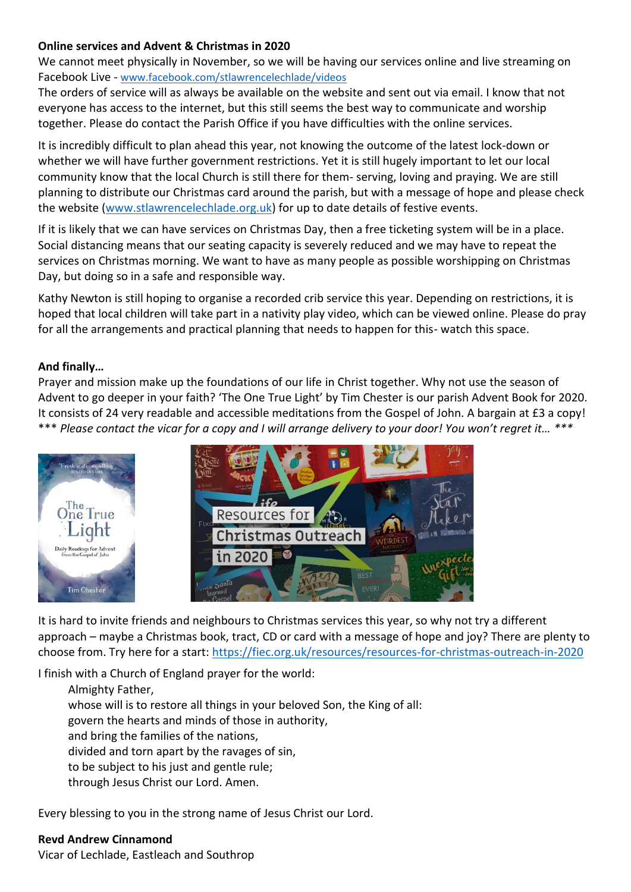**Online services and Advent & Christmas in 2020**

We cannot meet physically in November, so we will be having our services online and live streaming on Facebook Live - www.facebook.com/stlawrencelechlade/videos

The orders of service will as always be available on the website and sent out via email. I know that not everyone has access to the internet, but this still seems the best way to communicate and worship together. Please do contact the Parish Office if you have difficulties with the online services.

It is incredibly difficult to plan ahead this year, not knowing the outcome of the latest lock-down or whether we will have further government restrictions. Yet it is still hugely important to let our local community know that the local Church is still there for them- serving, loving and praying. We are still planning to distribute our Christmas card around the parish, but with a message of hope and please check the website (www.stlawrencelechlade.org.uk) for up to date details of festive events.

If it is likely that we can have services on Christmas Day, then a free ticketing system will be in a place. Social distancing means that our seating capacity is severely reduced and we may have to repeat the services on Christmas morning. We want to have as many people as possible worshipping on Christmas Day, but doing so in a safe and responsible way.

Kathy Newton is still hoping to organise a recorded crib service this year. Depending on restrictions, it is hoped that local children will take part in a nativity play video, which can be viewed online. Please do pray for all the arrangements and practical planning that needs to happen for this- watch this space.

**And finally…**

Prayer and mission make up the foundations of our life in Christ together. Why not use the season of Advent to go deeper in your faith? 'The One True Light' by Tim Chester is our parish Advent Book for 2020. It consists of 24 very readable and accessible meditations from the Gospel of John. A bargain at £3 a copy!
\*\*\* *Please contact the vicar for a copy and I will arrange delivery to your door! You won't regret it…* \*\*\*

It is hard to invite friends and neighbours to Christmas services this year, so why not try a different approach – maybe a Christmas book, tract, CD or card with a message of hope and joy? There are plenty to choose from. Try here for a start: https://fiec.org.uk/resources/resources-for-christmas-outreach-in-2020

I finish with a Church of England prayer for the world:

> Almighty Father,
> whose will is to restore all things in your beloved Son, the King of all:
> govern the hearts and minds of those in authority,
> and bring the families of the nations,
> divided and torn apart by the ravages of sin,
> to be subject to his just and gentle rule;
> through Jesus Christ our Lord. Amen.

Every blessing to you in the strong name of Jesus Christ our Lord.

**Revd Andrew Cinnamond**
Vicar of Lechlade, Eastleach and Southrop